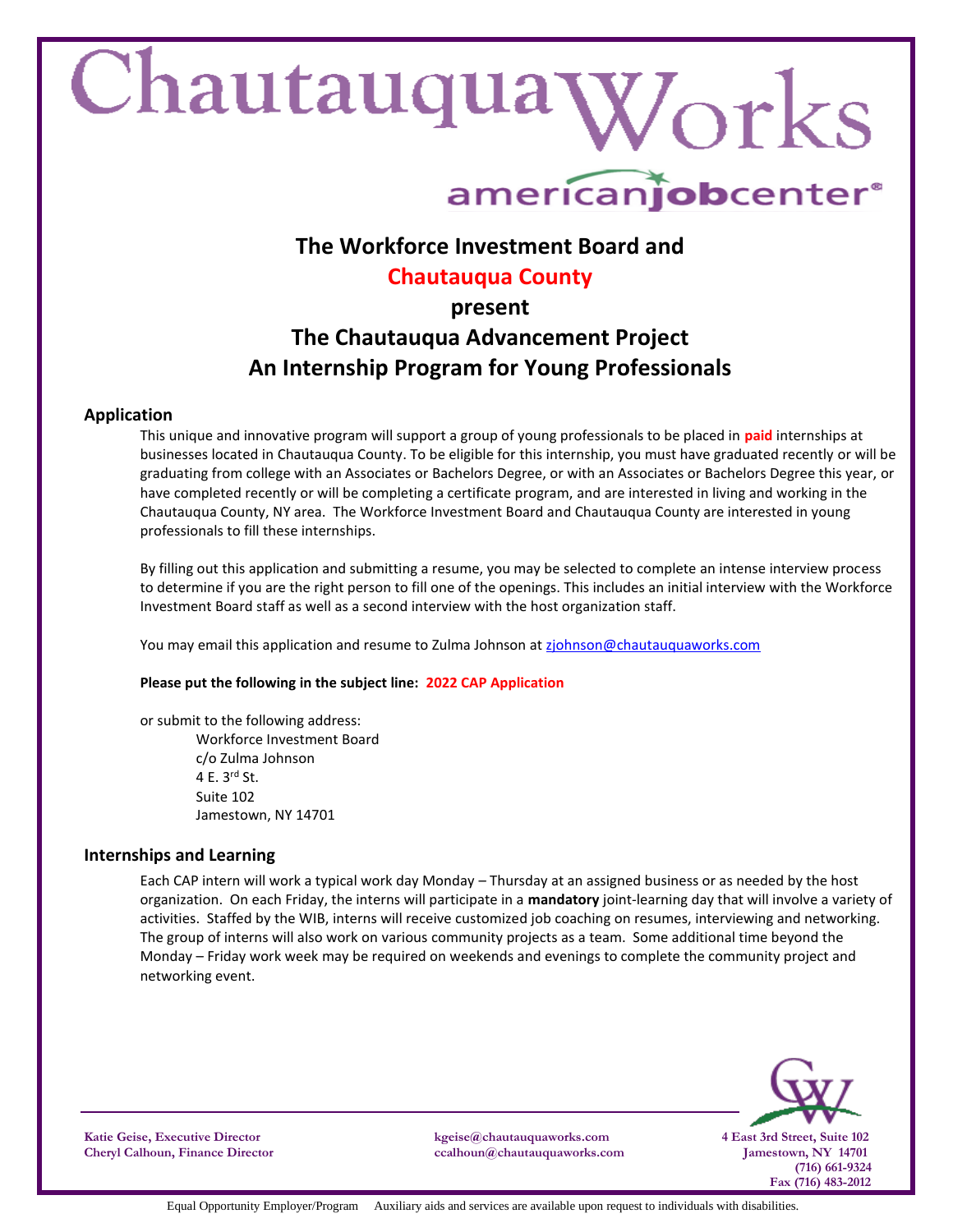# ChautauquaWorks

americanjobcenter®

## The Workforce Investment Board and
## Chautauqua County
## present
## The Chautauqua Advancement Project
## An Internship Program for Young Professionals

### Application

This unique and innovative program will support a group of young professionals to be placed in **paid** internships at businesses located in Chautauqua County. To be eligible for this internship, you must have graduated recently or will be graduating from college with an Associates or Bachelors Degree, or with an Associates or Bachelors Degree this year, or have completed recently or will be completing a certificate program, and are interested in living and working in the Chautauqua County, NY area. The Workforce Investment Board and Chautauqua County are interested in young professionals to fill these internships.

By filling out this application and submitting a resume, you may be selected to complete an intense interview process to determine if you are the right person to fill one of the openings. This includes an initial interview with the Workforce Investment Board staff as well as a second interview with the host organization staff.

You may email this application and resume to Zulma Johnson at zjohnson@chautauquaworks.com

**Please put the following in the subject line: 2022 CAP Application**

or submit to the following address:

Workforce Investment Board
c/o Zulma Johnson
4 E. 3rd St.
Suite 102
Jamestown, NY 14701

### Internships and Learning

Each CAP intern will work a typical work day Monday – Thursday at an assigned business or as needed by the host organization. On each Friday, the interns will participate in a **mandatory** joint-learning day that will involve a variety of activities. Staffed by the WIB, interns will receive customized job coaching on resumes, interviewing and networking. The group of interns will also work on various community projects as a team. Some additional time beyond the Monday – Friday work week may be required on weekends and evenings to complete the community project and networking event.

**Katie Geise, Executive Director** — kgeise@chautauquaworks.com
**Cheryl Calhoun, Finance Director** — ccalhoun@chautauquaworks.com

**4 East 3rd Street, Suite 102**
**Jamestown, NY 14701**
**(716) 661-9324**
**Fax (716) 483-2012**

Equal Opportunity Employer/Program Auxiliary aids and services are available upon request to individuals with disabilities.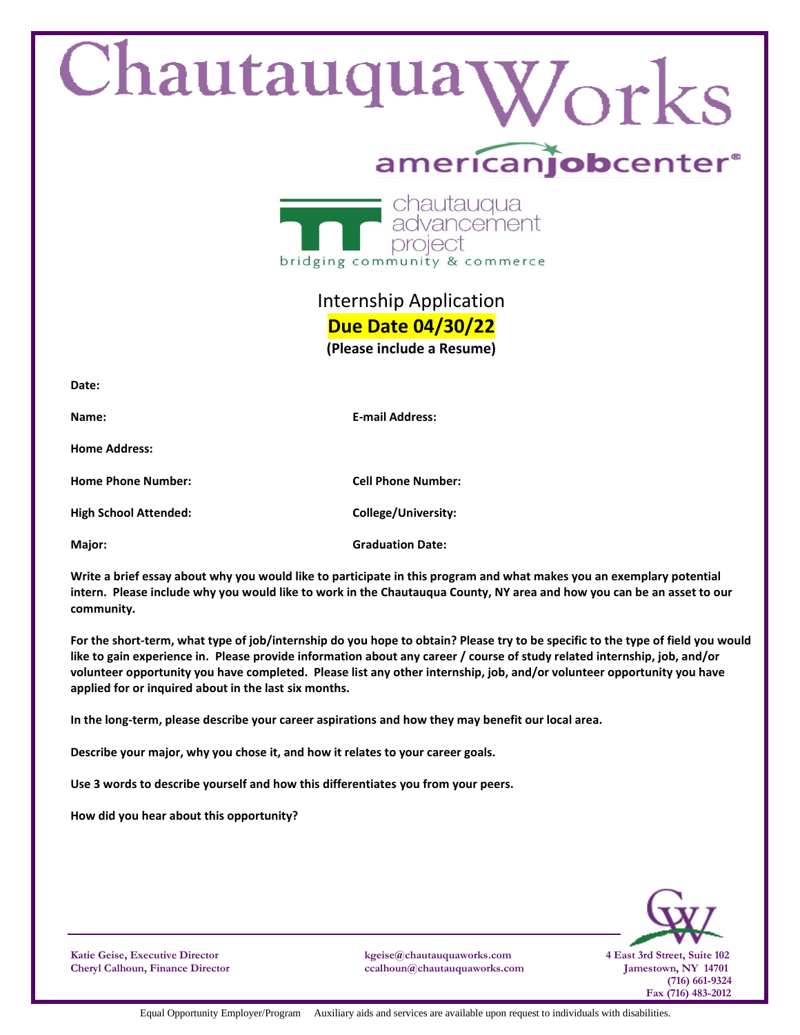# ChautauquaWorks

americanjobcenter®

chautauqua advancement project
bridging community & commerce

## Internship Application

**Due Date 04/30/22**

**(Please include a Resume)**

**Date:**

**Name:** | **E-mail Address:**

**Home Address:**

**Home Phone Number:** | **Cell Phone Number:**

**High School Attended:** | **College/University:**

**Major:** | **Graduation Date:**

**Write a brief essay about why you would like to participate in this program and what makes you an exemplary potential intern. Please include why you would like to work in the Chautauqua County, NY area and how you can be an asset to our community.**

**For the short-term, what type of job/internship do you hope to obtain? Please try to be specific to the type of field you would like to gain experience in. Please provide information about any career / course of study related internship, job, and/or volunteer opportunity you have completed. Please list any other internship, job, and/or volunteer opportunity you have applied for or inquired about in the last six months.**

**In the long-term, please describe your career aspirations and how they may benefit our local area.**

**Describe your major, why you chose it, and how it relates to your career goals.**

**Use 3 words to describe yourself and how this differentiates you from your peers.**

**How did you hear about this opportunity?**

Katie Geise, Executive Director — kgeise@chautauquaworks.com
Cheryl Calhoun, Finance Director — ccalhoun@chautauquaworks.com

4 East 3rd Street, Suite 102
Jamestown, NY 14701
(716) 661-9324
Fax (716) 483-2012

Equal Opportunity Employer/Program Auxiliary aids and services are available upon request to individuals with disabilities.